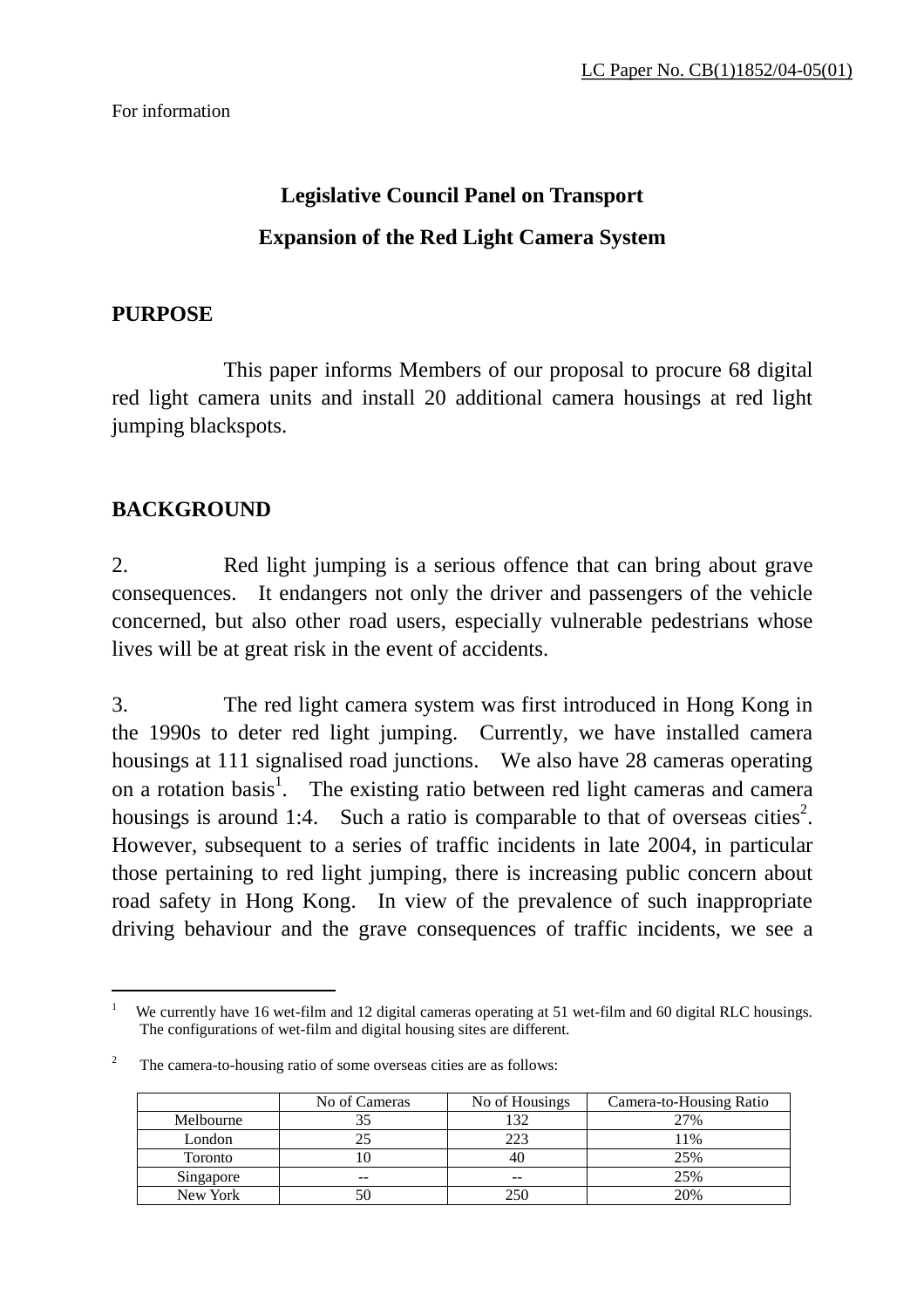LC Paper No. CB(1)1852/04-05(01)

For information

**Legislative Council Panel on Transport**

**Expansion of the Red Light Camera System**

## PURPOSE

This paper informs Members of our proposal to procure 68 digital red light camera units and install 20 additional camera housings at red light jumping blackspots.

## BACKGROUND

2. Red light jumping is a serious offence that can bring about grave consequences. It endangers not only the driver and passengers of the vehicle concerned, but also other road users, especially vulnerable pedestrians whose lives will be at great risk in the event of accidents.

3. The red light camera system was first introduced in Hong Kong in the 1990s to deter red light jumping. Currently, we have installed camera housings at 111 signalised road junctions. We also have 28 cameras operating on a rotation basis[1]. The existing ratio between red light cameras and camera housings is around 1:4. Such a ratio is comparable to that of overseas cities[2]. However, subsequent to a series of traffic incidents in late 2004, in particular those pertaining to red light jumping, there is increasing public concern about road safety in Hong Kong. In view of the prevalence of such inappropriate driving behaviour and the grave consequences of traffic incidents, we see a

---

[1] We currently have 16 wet-film and 12 digital cameras operating at 51 wet-film and 60 digital RLC housings. The configurations of wet-film and digital housing sites are different.

[2] The camera-to-housing ratio of some overseas cities are as follows:

| | No of Cameras | No of Housings | Camera-to-Housing Ratio |
|---|---|---|---|
| Melbourne | 35 | 132 | 27% |
| London | 25 | 223 | 11% |
| Toronto | 10 | 40 | 25% |
| Singapore | -- | -- | 25% |
| New York | 50 | 250 | 20% |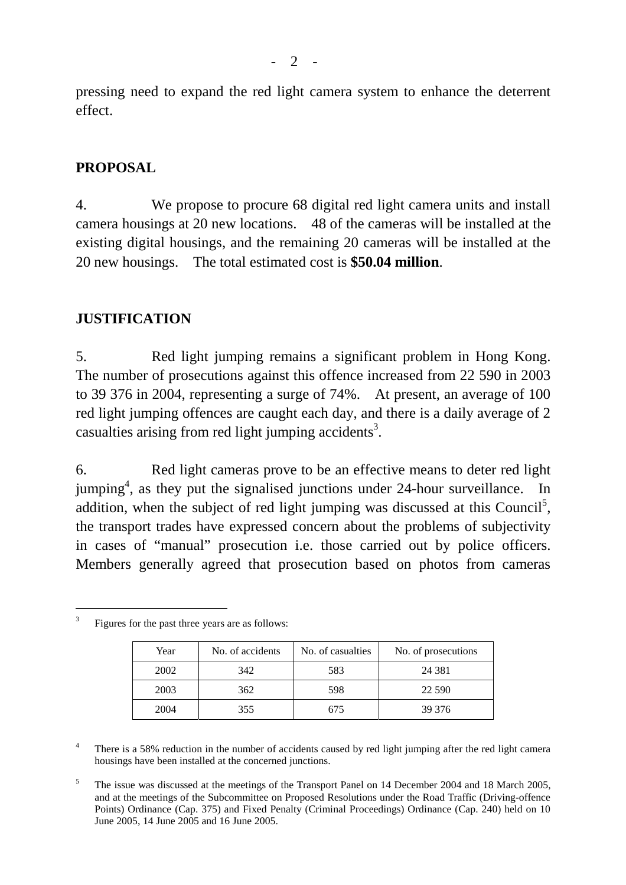pressing need to expand the red light camera system to enhance the deterrent effect.

## PROPOSAL

4. We propose to procure 68 digital red light camera units and install camera housings at 20 new locations. 48 of the cameras will be installed at the existing digital housings, and the remaining 20 cameras will be installed at the 20 new housings. The total estimated cost is **$50.04 million**.

## JUSTIFICATION

5. Red light jumping remains a significant problem in Hong Kong. The number of prosecutions against this offence increased from 22 590 in 2003 to 39 376 in 2004, representing a surge of 74%. At present, an average of 100 red light jumping offences are caught each day, and there is a daily average of 2 casualties arising from red light jumping accidents[3].

6. Red light cameras prove to be an effective means to deter red light jumping[4], as they put the signalised junctions under 24-hour surveillance. In addition, when the subject of red light jumping was discussed at this Council[5], the transport trades have expressed concern about the problems of subjectivity in cases of "manual" prosecution i.e. those carried out by police officers. Members generally agreed that prosecution based on photos from cameras

---

[3] Figures for the past three years are as follows:

| Year | No. of accidents | No. of casualties | No. of prosecutions |
|---|---|---|---|
| 2002 | 342 | 583 | 24 381 |
| 2003 | 362 | 598 | 22 590 |
| 2004 | 355 | 675 | 39 376 |

[4] There is a 58% reduction in the number of accidents caused by red light jumping after the red light camera housings have been installed at the concerned junctions.

[5] The issue was discussed at the meetings of the Transport Panel on 14 December 2004 and 18 March 2005, and at the meetings of the Subcommittee on Proposed Resolutions under the Road Traffic (Driving-offence Points) Ordinance (Cap. 375) and Fixed Penalty (Criminal Proceedings) Ordinance (Cap. 240) held on 10 June 2005, 14 June 2005 and 16 June 2005.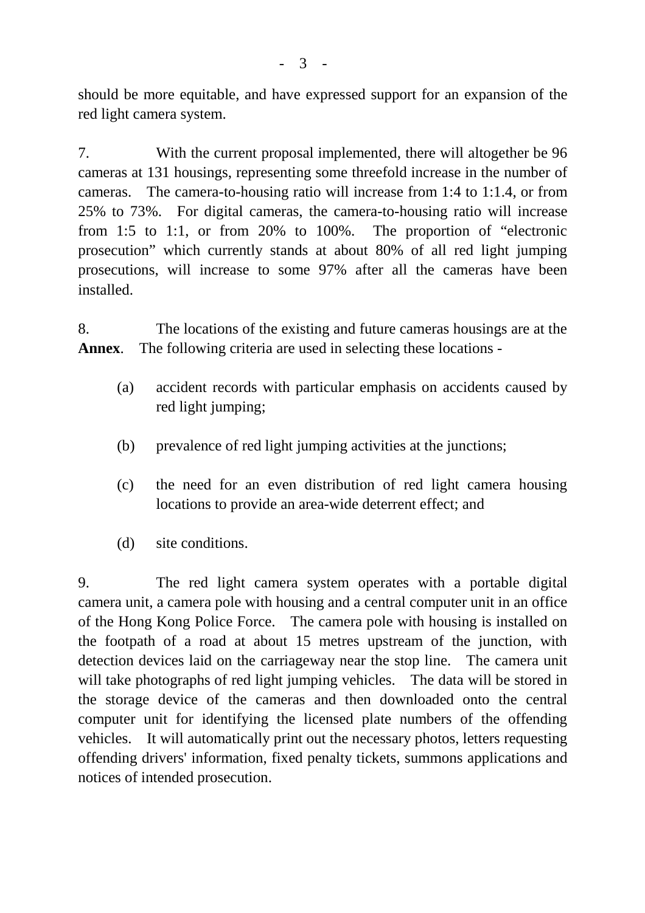should be more equitable, and have expressed support for an expansion of the red light camera system.

7. With the current proposal implemented, there will altogether be 96 cameras at 131 housings, representing some threefold increase in the number of cameras. The camera-to-housing ratio will increase from 1:4 to 1:1.4, or from 25% to 73%. For digital cameras, the camera-to-housing ratio will increase from 1:5 to 1:1, or from 20% to 100%. The proportion of "electronic prosecution" which currently stands at about 80% of all red light jumping prosecutions, will increase to some 97% after all the cameras have been installed.

8. The locations of the existing and future cameras housings are at the **Annex**. The following criteria are used in selecting these locations -

(a) accident records with particular emphasis on accidents caused by red light jumping;

(b) prevalence of red light jumping activities at the junctions;

(c) the need for an even distribution of red light camera housing locations to provide an area-wide deterrent effect; and

(d) site conditions.

9. The red light camera system operates with a portable digital camera unit, a camera pole with housing and a central computer unit in an office of the Hong Kong Police Force. The camera pole with housing is installed on the footpath of a road at about 15 metres upstream of the junction, with detection devices laid on the carriageway near the stop line. The camera unit will take photographs of red light jumping vehicles. The data will be stored in the storage device of the cameras and then downloaded onto the central computer unit for identifying the licensed plate numbers of the offending vehicles. It will automatically print out the necessary photos, letters requesting offending drivers' information, fixed penalty tickets, summons applications and notices of intended prosecution.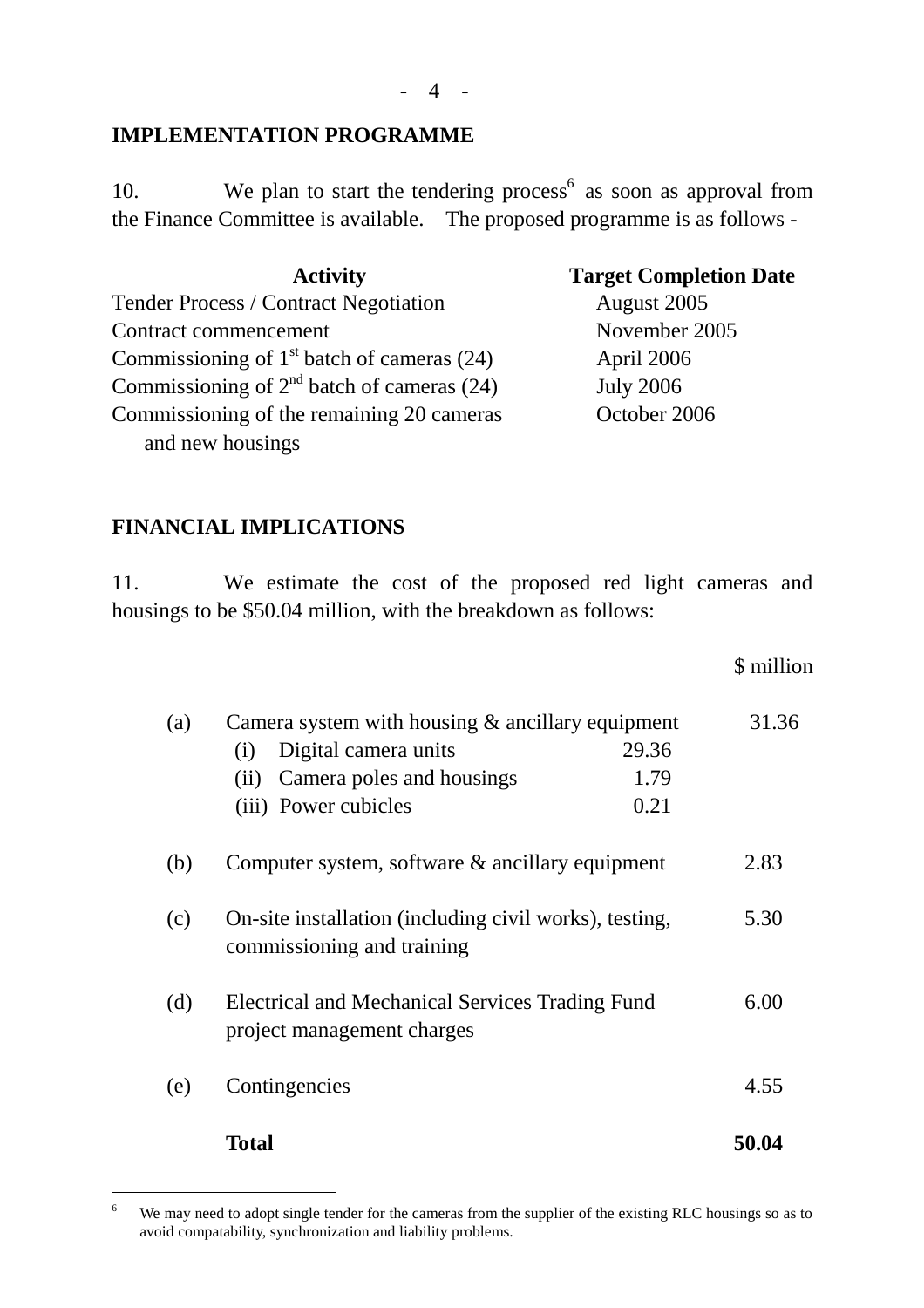## IMPLEMENTATION PROGRAMME

10. We plan to start the tendering process[6] as soon as approval from the Finance Committee is available. The proposed programme is as follows -

| Activity | Target Completion Date |
|---|---|
| Tender Process / Contract Negotiation | August 2005 |
| Contract commencement | November 2005 |
| Commissioning of 1st batch of cameras (24) | April 2006 |
| Commissioning of 2nd batch of cameras (24) | July 2006 |
| Commissioning of the remaining 20 cameras and new housings | October 2006 |

## FINANCIAL IMPLICATIONS

11. We estimate the cost of the proposed red light cameras and housings to be $50.04 million, with the breakdown as follows:

| | | | $ million |
|---|---|---|---|
| (a) | Camera system with housing & ancillary equipment | | 31.36 |
| | (i) Digital camera units | 29.36 | |
| | (ii) Camera poles and housings | 1.79 | |
| | (iii) Power cubicles | 0.21 | |
| (b) | Computer system, software & ancillary equipment | | 2.83 |
| (c) | On-site installation (including civil works), testing, commissioning and training | | 5.30 |
| (d) | Electrical and Mechanical Services Trading Fund project management charges | | 6.00 |
| (e) | Contingencies | | 4.55 |
| | **Total** | | **50.04** |

[6] We may need to adopt single tender for the cameras from the supplier of the existing RLC housings so as to avoid compatability, synchronization and liability problems.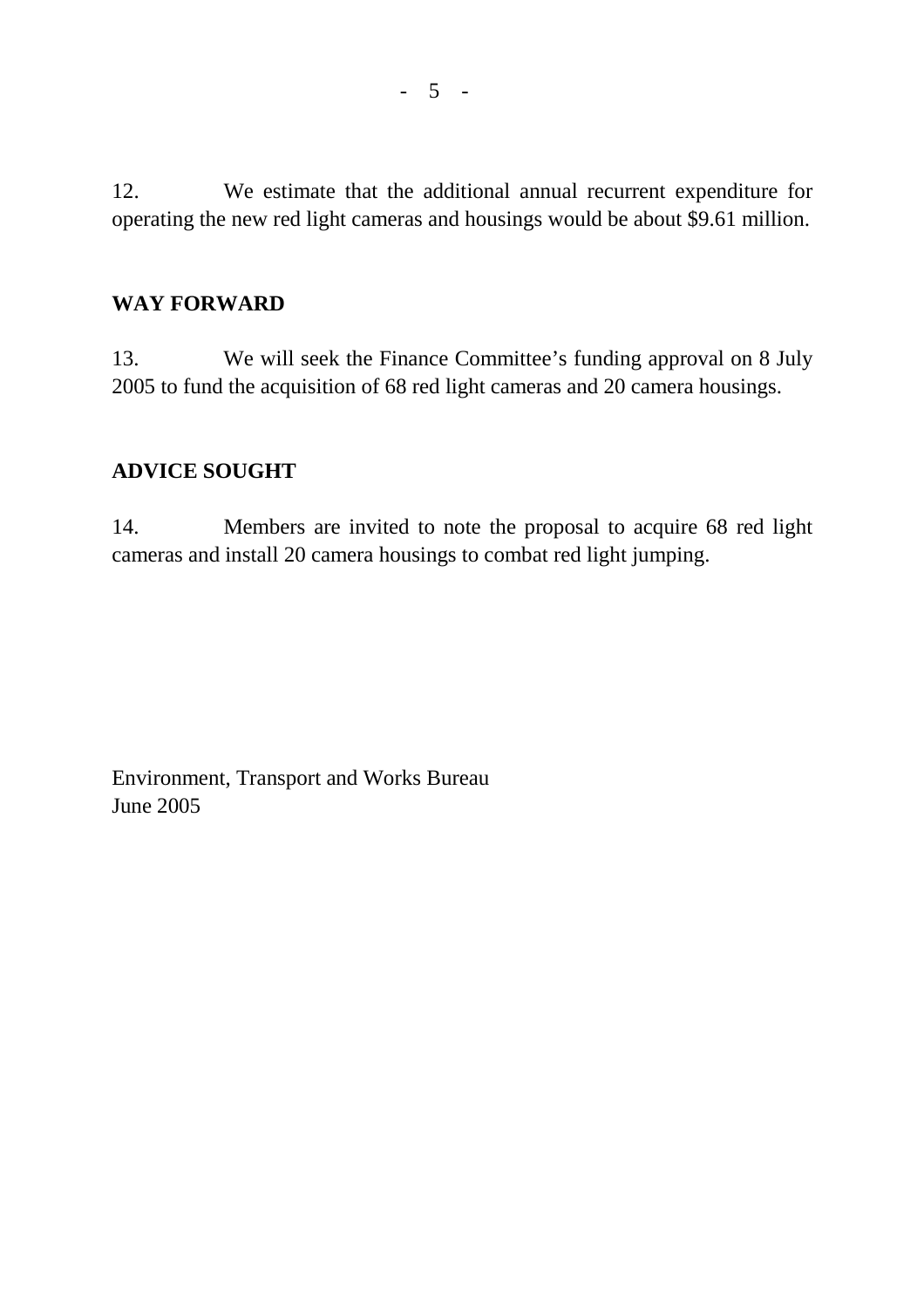12. We estimate that the additional annual recurrent expenditure for operating the new red light cameras and housings would be about $9.61 million.

## WAY FORWARD

13. We will seek the Finance Committee's funding approval on 8 July 2005 to fund the acquisition of 68 red light cameras and 20 camera housings.

## ADVICE SOUGHT

14. Members are invited to note the proposal to acquire 68 red light cameras and install 20 camera housings to combat red light jumping.

Environment, Transport and Works Bureau
June 2005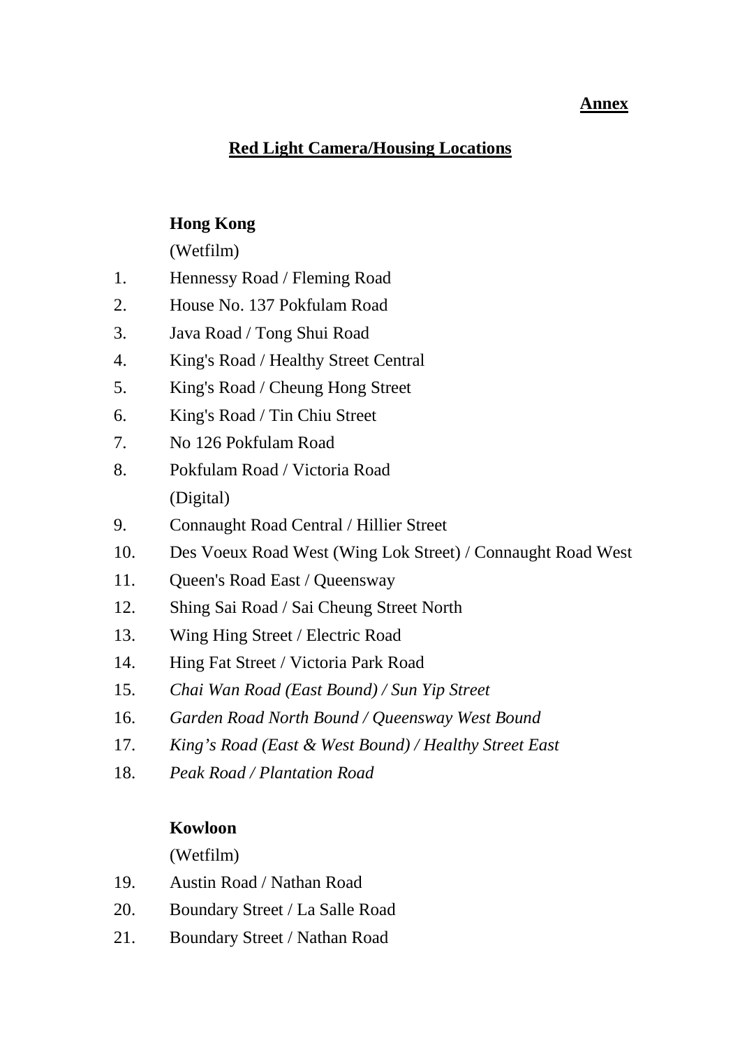**Annex**

## Red Light Camera/Housing Locations

**Hong Kong**

(Wetfilm)

1. Hennessy Road / Fleming Road
2. House No. 137 Pokfulam Road
3. Java Road / Tong Shui Road
4. King's Road / Healthy Street Central
5. King's Road / Cheung Hong Street
6. King's Road / Tin Chiu Street
7. No 126 Pokfulam Road
8. Pokfulam Road / Victoria Road

(Digital)

9. Connaught Road Central / Hillier Street
10. Des Voeux Road West (Wing Lok Street) / Connaught Road West
11. Queen's Road East / Queensway
12. Shing Sai Road / Sai Cheung Street North
13. Wing Hing Street / Electric Road
14. Hing Fat Street / Victoria Park Road
15. *Chai Wan Road (East Bound) / Sun Yip Street*
16. *Garden Road North Bound / Queensway West Bound*
17. *King’s Road (East & West Bound) / Healthy Street East*
18. *Peak Road / Plantation Road*

**Kowloon**

(Wetfilm)

19. Austin Road / Nathan Road
20. Boundary Street / La Salle Road
21. Boundary Street / Nathan Road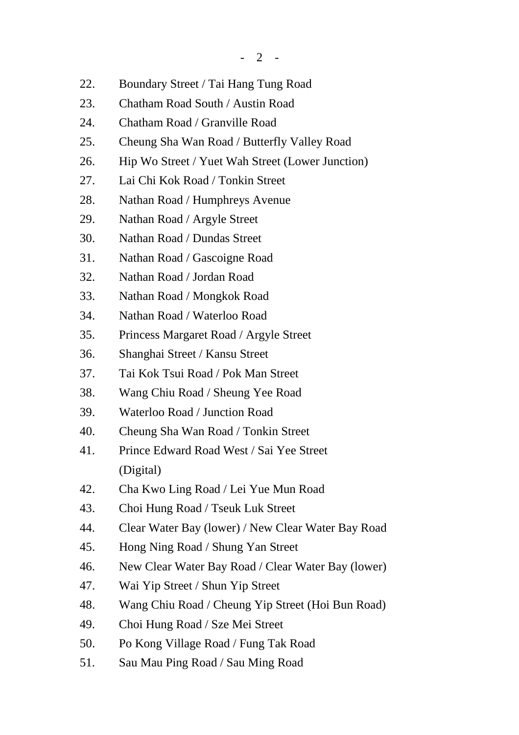22. Boundary Street / Tai Hang Tung Road
23. Chatham Road South / Austin Road
24. Chatham Road / Granville Road
25. Cheung Sha Wan Road / Butterfly Valley Road
26. Hip Wo Street / Yuet Wah Street (Lower Junction)
27. Lai Chi Kok Road / Tonkin Street
28. Nathan Road / Humphreys Avenue
29. Nathan Road / Argyle Street
30. Nathan Road / Dundas Street
31. Nathan Road / Gascoigne Road
32. Nathan Road / Jordan Road
33. Nathan Road / Mongkok Road
34. Nathan Road / Waterloo Road
35. Princess Margaret Road / Argyle Street
36. Shanghai Street / Kansu Street
37. Tai Kok Tsui Road / Pok Man Street
38. Wang Chiu Road / Sheung Yee Road
39. Waterloo Road / Junction Road
40. Cheung Sha Wan Road / Tonkin Street
41. Prince Edward Road West / Sai Yee Street (Digital)
42. Cha Kwo Ling Road / Lei Yue Mun Road
43. Choi Hung Road / Tseuk Luk Street
44. Clear Water Bay (lower) / New Clear Water Bay Road
45. Hong Ning Road / Shung Yan Street
46. New Clear Water Bay Road / Clear Water Bay (lower)
47. Wai Yip Street / Shun Yip Street
48. Wang Chiu Road / Cheung Yip Street (Hoi Bun Road)
49. Choi Hung Road / Sze Mei Street
50. Po Kong Village Road / Fung Tak Road
51. Sau Mau Ping Road / Sau Ming Road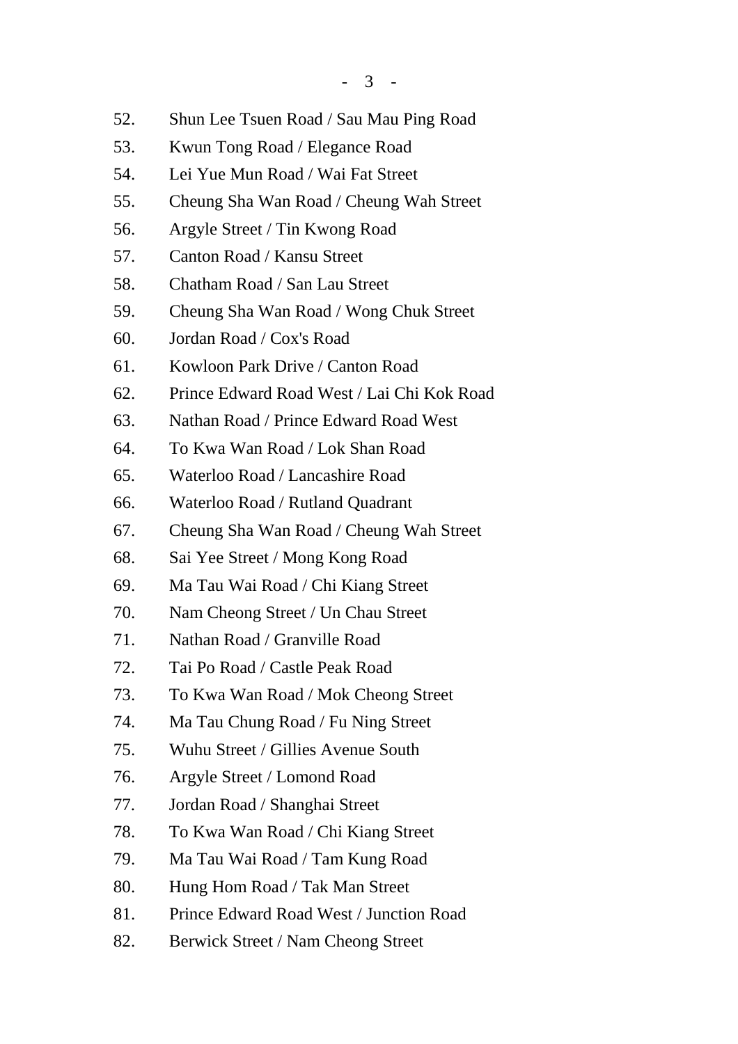52. Shun Lee Tsuen Road / Sau Mau Ping Road
53. Kwun Tong Road / Elegance Road
54. Lei Yue Mun Road / Wai Fat Street
55. Cheung Sha Wan Road / Cheung Wah Street
56. Argyle Street / Tin Kwong Road
57. Canton Road / Kansu Street
58. Chatham Road / San Lau Street
59. Cheung Sha Wan Road / Wong Chuk Street
60. Jordan Road / Cox's Road
61. Kowloon Park Drive / Canton Road
62. Prince Edward Road West / Lai Chi Kok Road
63. Nathan Road / Prince Edward Road West
64. To Kwa Wan Road / Lok Shan Road
65. Waterloo Road / Lancashire Road
66. Waterloo Road / Rutland Quadrant
67. Cheung Sha Wan Road / Cheung Wah Street
68. Sai Yee Street / Mong Kong Road
69. Ma Tau Wai Road / Chi Kiang Street
70. Nam Cheong Street / Un Chau Street
71. Nathan Road / Granville Road
72. Tai Po Road / Castle Peak Road
73. To Kwa Wan Road / Mok Cheong Street
74. Ma Tau Chung Road / Fu Ning Street
75. Wuhu Street / Gillies Avenue South
76. Argyle Street / Lomond Road
77. Jordan Road / Shanghai Street
78. To Kwa Wan Road / Chi Kiang Street
79. Ma Tau Wai Road / Tam Kung Road
80. Hung Hom Road / Tak Man Street
81. Prince Edward Road West / Junction Road
82. Berwick Street / Nam Cheong Street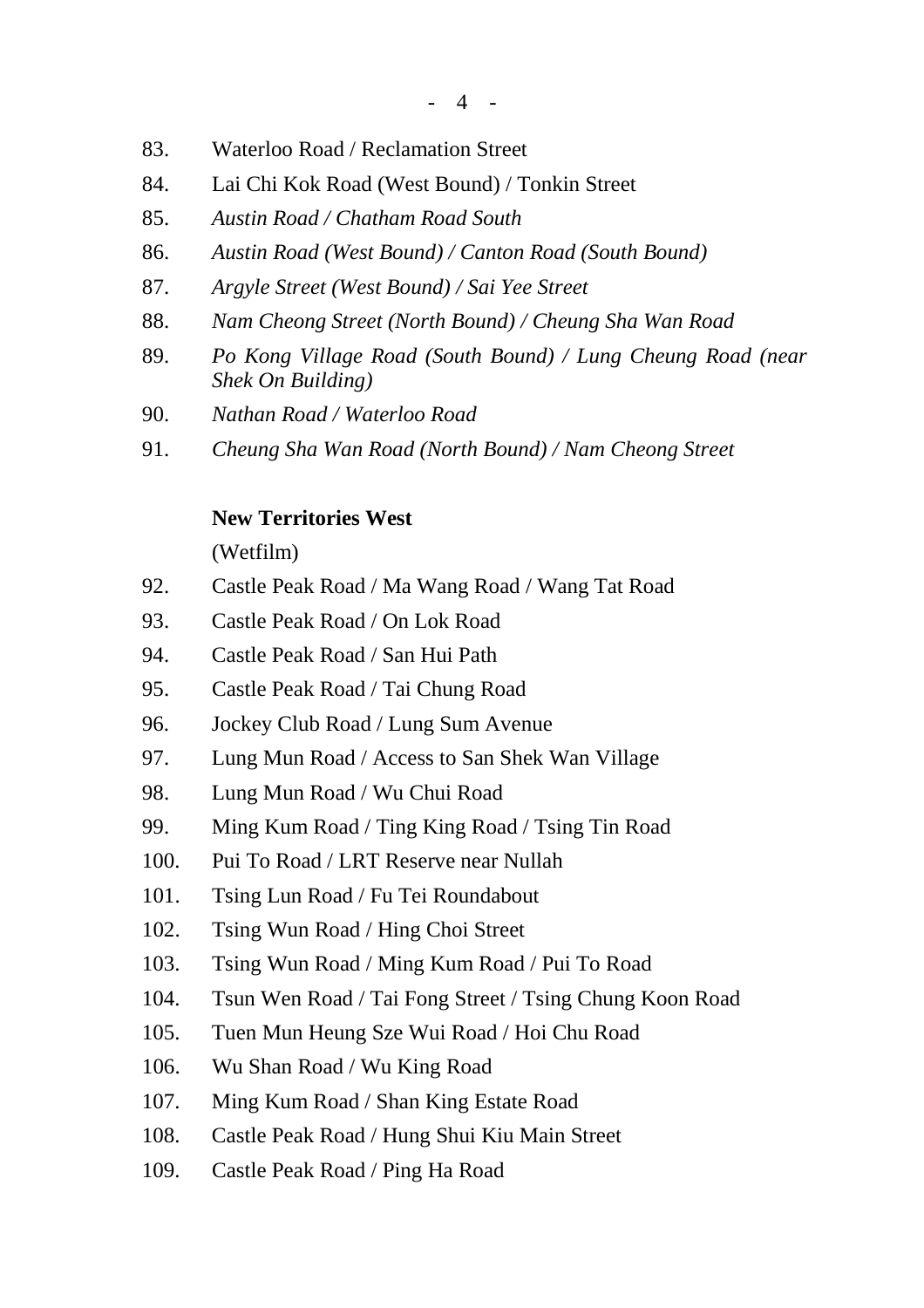83. Waterloo Road / Reclamation Street
84. Lai Chi Kok Road (West Bound) / Tonkin Street
85. *Austin Road / Chatham Road South*
86. *Austin Road (West Bound) / Canton Road (South Bound)*
87. *Argyle Street (West Bound) / Sai Yee Street*
88. *Nam Cheong Street (North Bound) / Cheung Sha Wan Road*
89. *Po Kong Village Road (South Bound) / Lung Cheung Road (near Shek On Building)*
90. *Nathan Road / Waterloo Road*
91. *Cheung Sha Wan Road (North Bound) / Nam Cheong Street*

**New Territories West**

(Wetfilm)

92. Castle Peak Road / Ma Wang Road / Wang Tat Road
93. Castle Peak Road / On Lok Road
94. Castle Peak Road / San Hui Path
95. Castle Peak Road / Tai Chung Road
96. Jockey Club Road / Lung Sum Avenue
97. Lung Mun Road / Access to San Shek Wan Village
98. Lung Mun Road / Wu Chui Road
99. Ming Kum Road / Ting King Road / Tsing Tin Road
100. Pui To Road / LRT Reserve near Nullah
101. Tsing Lun Road / Fu Tei Roundabout
102. Tsing Wun Road / Hing Choi Street
103. Tsing Wun Road / Ming Kum Road / Pui To Road
104. Tsun Wen Road / Tai Fong Street / Tsing Chung Koon Road
105. Tuen Mun Heung Sze Wui Road / Hoi Chu Road
106. Wu Shan Road / Wu King Road
107. Ming Kum Road / Shan King Estate Road
108. Castle Peak Road / Hung Shui Kiu Main Street
109. Castle Peak Road / Ping Ha Road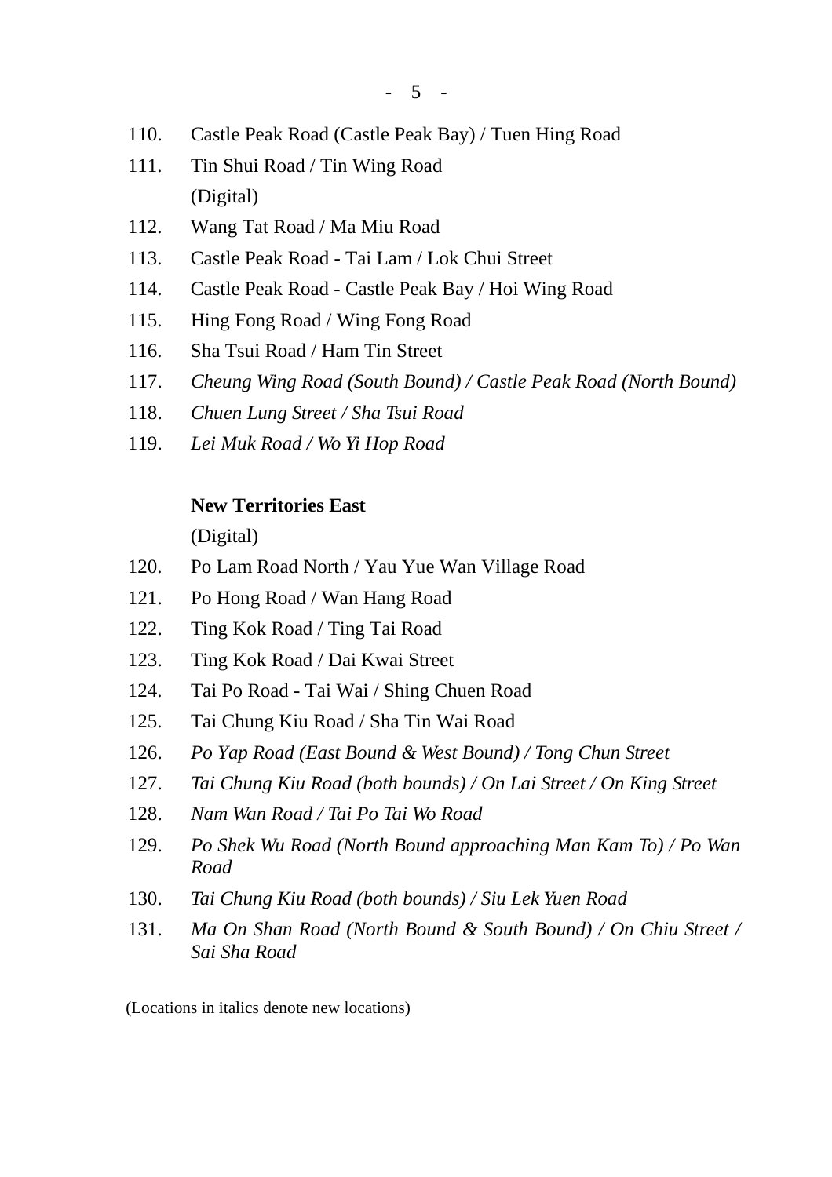110. Castle Peak Road (Castle Peak Bay) / Tuen Hing Road
111. Tin Shui Road / Tin Wing Road  
     (Digital)
112. Wang Tat Road / Ma Miu Road
113. Castle Peak Road - Tai Lam / Lok Chui Street
114. Castle Peak Road - Castle Peak Bay / Hoi Wing Road
115. Hing Fong Road / Wing Fong Road
116. Sha Tsui Road / Ham Tin Street
117. *Cheung Wing Road (South Bound) / Castle Peak Road (North Bound)*
118. *Chuen Lung Street / Sha Tsui Road*
119. *Lei Muk Road / Wo Yi Hop Road*

**New Territories East**

(Digital)

120. Po Lam Road North / Yau Yue Wan Village Road
121. Po Hong Road / Wan Hang Road
122. Ting Kok Road / Ting Tai Road
123. Ting Kok Road / Dai Kwai Street
124. Tai Po Road - Tai Wai / Shing Chuen Road
125. Tai Chung Kiu Road / Sha Tin Wai Road
126. *Po Yap Road (East Bound & West Bound) / Tong Chun Street*
127. *Tai Chung Kiu Road (both bounds) / On Lai Street / On King Street*
128. *Nam Wan Road / Tai Po Tai Wo Road*
129. *Po Shek Wu Road (North Bound approaching Man Kam To) / Po Wan Road*
130. *Tai Chung Kiu Road (both bounds) / Siu Lek Yuen Road*
131. *Ma On Shan Road (North Bound & South Bound) / On Chiu Street / Sai Sha Road*

(Locations in italics denote new locations)